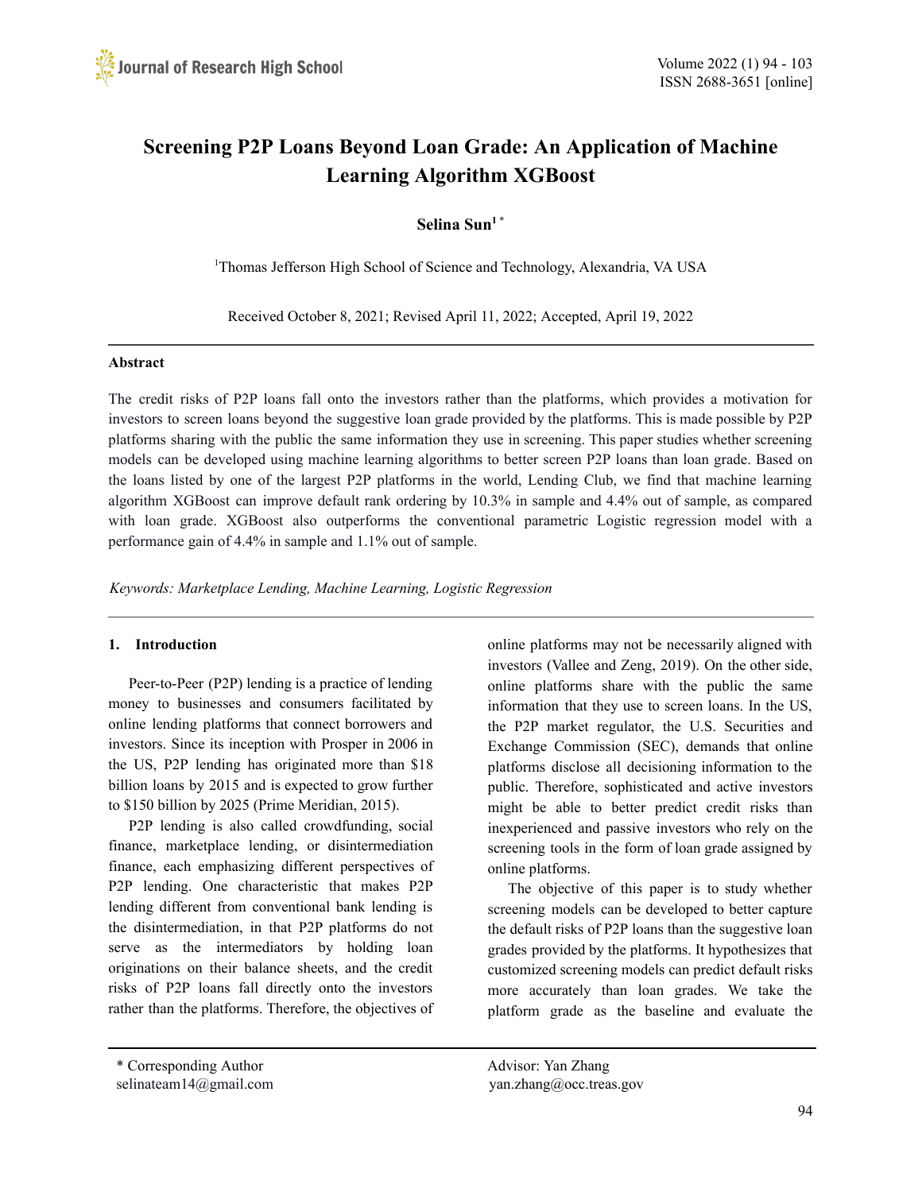# Screening P2P Loans Beyond Loan Grade: An Application of Machine Learning Algorithm XGBoost

**Selina Sun[1] ***

[1]Thomas Jefferson High School of Science and Technology, Alexandria, VA USA

Received October 8, 2021; Revised April 11, 2022; Accepted, April 19, 2022

## Abstract

The credit risks of P2P loans fall onto the investors rather than the platforms, which provides a motivation for investors to screen loans beyond the suggestive loan grade provided by the platforms. This is made possible by P2P platforms sharing with the public the same information they use in screening. This paper studies whether screening models can be developed using machine learning algorithms to better screen P2P loans than loan grade. Based on the loans listed by one of the largest P2P platforms in the world, Lending Club, we find that machine learning algorithm XGBoost can improve default rank ordering by 10.3% in sample and 4.4% out of sample, as compared with loan grade. XGBoost also outperforms the conventional parametric Logistic regression model with a performance gain of 4.4% in sample and 1.1% out of sample.

*Keywords: Marketplace Lending, Machine Learning, Logistic Regression*

## 1. Introduction

Peer-to-Peer (P2P) lending is a practice of lending money to businesses and consumers facilitated by online lending platforms that connect borrowers and investors. Since its inception with Prosper in 2006 in the US, P2P lending has originated more than $18 billion loans by 2015 and is expected to grow further to $150 billion by 2025 (Prime Meridian, 2015).

P2P lending is also called crowdfunding, social finance, marketplace lending, or disintermediation finance, each emphasizing different perspectives of P2P lending. One characteristic that makes P2P lending different from conventional bank lending is the disintermediation, in that P2P platforms do not serve as the intermediators by holding loan originations on their balance sheets, and the credit risks of P2P loans fall directly onto the investors rather than the platforms. Therefore, the objectives of online platforms may not be necessarily aligned with investors (Vallee and Zeng, 2019). On the other side, online platforms share with the public the same information that they use to screen loans. In the US, the P2P market regulator, the U.S. Securities and Exchange Commission (SEC), demands that online platforms disclose all decisioning information to the public. Therefore, sophisticated and active investors might be able to better predict credit risks than inexperienced and passive investors who rely on the screening tools in the form of loan grade assigned by online platforms.

The objective of this paper is to study whether screening models can be developed to better capture the default risks of P2P loans than the suggestive loan grades provided by the platforms. It hypothesizes that customized screening models can predict default risks more accurately than loan grades. We take the platform grade as the baseline and evaluate the

* Corresponding Author
selinateam14@gmail.com

Advisor: Yan Zhang
yan.zhang@occ.treas.gov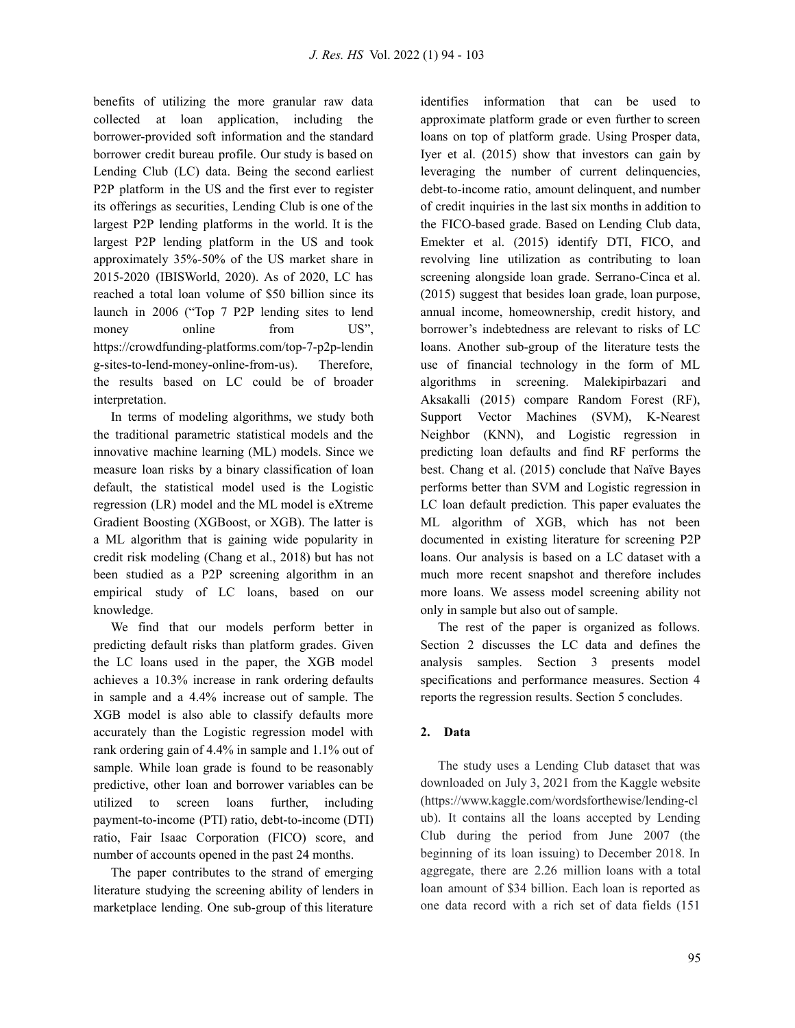benefits of utilizing the more granular raw data collected at loan application, including the borrower-provided soft information and the standard borrower credit bureau profile. Our study is based on Lending Club (LC) data. Being the second earliest P2P platform in the US and the first ever to register its offerings as securities, Lending Club is one of the largest P2P lending platforms in the world. It is the largest P2P lending platform in the US and took approximately 35%-50% of the US market share in 2015-2020 (IBISWorld, 2020). As of 2020, LC has reached a total loan volume of $50 billion since its launch in 2006 ("Top 7 P2P lending sites to lend money online from US", https://crowdfunding-platforms.com/top-7-p2p-lending-sites-to-lend-money-online-from-us). Therefore, the results based on LC could be of broader interpretation.

In terms of modeling algorithms, we study both the traditional parametric statistical models and the innovative machine learning (ML) models. Since we measure loan risks by a binary classification of loan default, the statistical model used is the Logistic regression (LR) model and the ML model is eXtreme Gradient Boosting (XGBoost, or XGB). The latter is a ML algorithm that is gaining wide popularity in credit risk modeling (Chang et al., 2018) but has not been studied as a P2P screening algorithm in an empirical study of LC loans, based on our knowledge.

We find that our models perform better in predicting default risks than platform grades. Given the LC loans used in the paper, the XGB model achieves a 10.3% increase in rank ordering defaults in sample and a 4.4% increase out of sample. The XGB model is also able to classify defaults more accurately than the Logistic regression model with rank ordering gain of 4.4% in sample and 1.1% out of sample. While loan grade is found to be reasonably predictive, other loan and borrower variables can be utilized to screen loans further, including payment-to-income (PTI) ratio, debt-to-income (DTI) ratio, Fair Isaac Corporation (FICO) score, and number of accounts opened in the past 24 months.

The paper contributes to the strand of emerging literature studying the screening ability of lenders in marketplace lending. One sub-group of this literature identifies information that can be used to approximate platform grade or even further to screen loans on top of platform grade. Using Prosper data, Iyer et al. (2015) show that investors can gain by leveraging the number of current delinquencies, debt-to-income ratio, amount delinquent, and number of credit inquiries in the last six months in addition to the FICO-based grade. Based on Lending Club data, Emekter et al. (2015) identify DTI, FICO, and revolving line utilization as contributing to loan screening alongside loan grade. Serrano-Cinca et al. (2015) suggest that besides loan grade, loan purpose, annual income, homeownership, credit history, and borrower's indebtedness are relevant to risks of LC loans. Another sub-group of the literature tests the use of financial technology in the form of ML algorithms in screening. Malekipirbazari and Aksakalli (2015) compare Random Forest (RF), Support Vector Machines (SVM), K-Nearest Neighbor (KNN), and Logistic regression in predicting loan defaults and find RF performs the best. Chang et al. (2015) conclude that Naïve Bayes performs better than SVM and Logistic regression in LC loan default prediction. This paper evaluates the ML algorithm of XGB, which has not been documented in existing literature for screening P2P loans. Our analysis is based on a LC dataset with a much more recent snapshot and therefore includes more loans. We assess model screening ability not only in sample but also out of sample.

The rest of the paper is organized as follows. Section 2 discusses the LC data and defines the analysis samples. Section 3 presents model specifications and performance measures. Section 4 reports the regression results. Section 5 concludes.

## 2. Data

The study uses a Lending Club dataset that was downloaded on July 3, 2021 from the Kaggle website (https://www.kaggle.com/wordsforthewise/lending-club). It contains all the loans accepted by Lending Club during the period from June 2007 (the beginning of its loan issuing) to December 2018. In aggregate, there are 2.26 million loans with a total loan amount of $34 billion. Each loan is reported as one data record with a rich set of data fields (151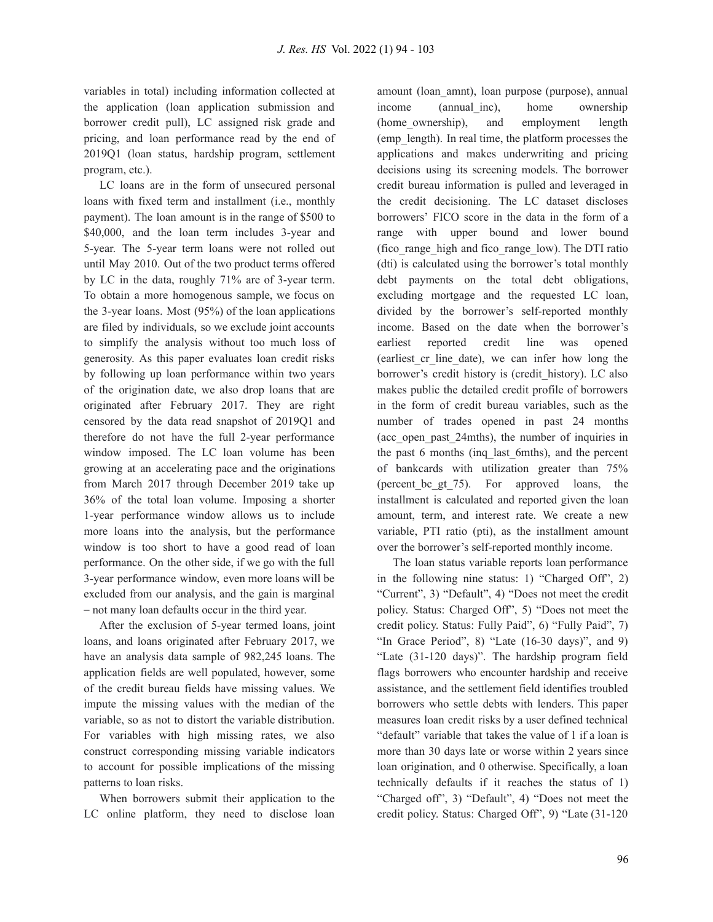variables in total) including information collected at the application (loan application submission and borrower credit pull), LC assigned risk grade and pricing, and loan performance read by the end of 2019Q1 (loan status, hardship program, settlement program, etc.).

LC loans are in the form of unsecured personal loans with fixed term and installment (i.e., monthly payment). The loan amount is in the range of $500 to $40,000, and the loan term includes 3-year and 5-year. The 5-year term loans were not rolled out until May 2010. Out of the two product terms offered by LC in the data, roughly 71% are of 3-year term. To obtain a more homogenous sample, we focus on the 3-year loans. Most (95%) of the loan applications are filed by individuals, so we exclude joint accounts to simplify the analysis without too much loss of generosity. As this paper evaluates loan credit risks by following up loan performance within two years of the origination date, we also drop loans that are originated after February 2017. They are right censored by the data read snapshot of 2019Q1 and therefore do not have the full 2-year performance window imposed. The LC loan volume has been growing at an accelerating pace and the originations from March 2017 through December 2019 take up 36% of the total loan volume. Imposing a shorter 1-year performance window allows us to include more loans into the analysis, but the performance window is too short to have a good read of loan performance. On the other side, if we go with the full 3-year performance window, even more loans will be excluded from our analysis, and the gain is marginal – not many loan defaults occur in the third year.

After the exclusion of 5-year termed loans, joint loans, and loans originated after February 2017, we have an analysis data sample of 982,245 loans. The application fields are well populated, however, some of the credit bureau fields have missing values. We impute the missing values with the median of the variable, so as not to distort the variable distribution. For variables with high missing rates, we also construct corresponding missing variable indicators to account for possible implications of the missing patterns to loan risks.

When borrowers submit their application to the LC online platform, they need to disclose loan amount (loan_amnt), loan purpose (purpose), annual income (annual_inc), home ownership (home_ownership), and employment length (emp_length). In real time, the platform processes the applications and makes underwriting and pricing decisions using its screening models. The borrower credit bureau information is pulled and leveraged in the credit decisioning. The LC dataset discloses borrowers' FICO score in the data in the form of a range with upper bound and lower bound (fico_range_high and fico_range_low). The DTI ratio (dti) is calculated using the borrower's total monthly debt payments on the total debt obligations, excluding mortgage and the requested LC loan, divided by the borrower's self-reported monthly income. Based on the date when the borrower's earliest reported credit line was opened (earliest_cr_line_date), we can infer how long the borrower's credit history is (credit_history). LC also makes public the detailed credit profile of borrowers in the form of credit bureau variables, such as the number of trades opened in past 24 months (acc_open_past_24mths), the number of inquiries in the past 6 months (inq_last_6mths), and the percent of bankcards with utilization greater than 75% (percent_bc_gt_75). For approved loans, the installment is calculated and reported given the loan amount, term, and interest rate. We create a new variable, PTI ratio (pti), as the installment amount over the borrower's self-reported monthly income.

The loan status variable reports loan performance in the following nine status: 1) "Charged Off", 2) "Current", 3) "Default", 4) "Does not meet the credit policy. Status: Charged Off", 5) "Does not meet the credit policy. Status: Fully Paid", 6) "Fully Paid", 7) "In Grace Period", 8) "Late (16-30 days)", and 9) "Late (31-120 days)". The hardship program field flags borrowers who encounter hardship and receive assistance, and the settlement field identifies troubled borrowers who settle debts with lenders. This paper measures loan credit risks by a user defined technical "default" variable that takes the value of 1 if a loan is more than 30 days late or worse within 2 years since loan origination, and 0 otherwise. Specifically, a loan technically defaults if it reaches the status of 1) "Charged off", 3) "Default", 4) "Does not meet the credit policy. Status: Charged Off", 9) "Late (31-120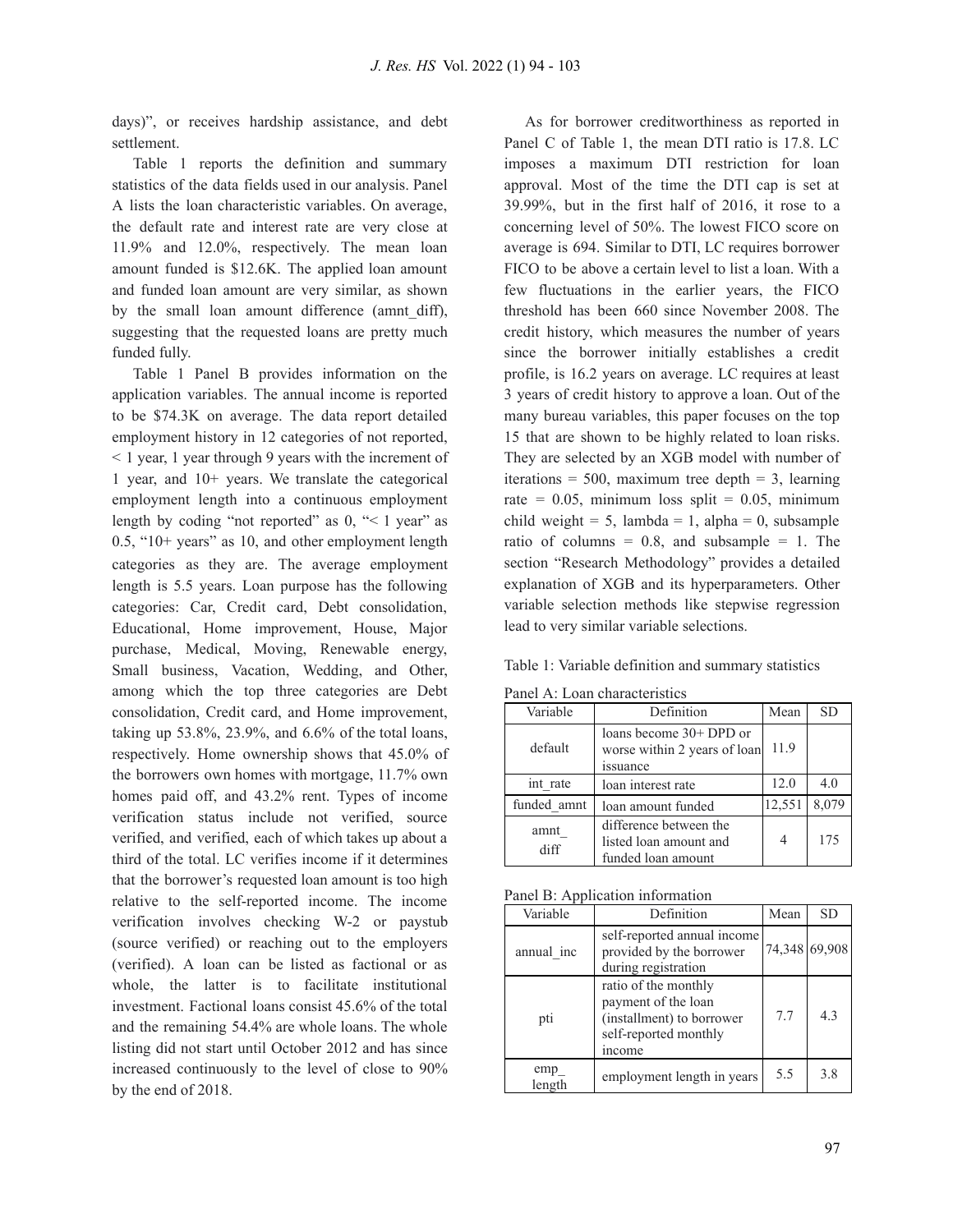days)", or receives hardship assistance, and debt settlement.

Table 1 reports the definition and summary statistics of the data fields used in our analysis. Panel A lists the loan characteristic variables. On average, the default rate and interest rate are very close at 11.9% and 12.0%, respectively. The mean loan amount funded is $12.6K. The applied loan amount and funded loan amount are very similar, as shown by the small loan amount difference (amnt_diff), suggesting that the requested loans are pretty much funded fully.

Table 1 Panel B provides information on the application variables. The annual income is reported to be $74.3K on average. The data report detailed employment history in 12 categories of not reported, < 1 year, 1 year through 9 years with the increment of 1 year, and 10+ years. We translate the categorical employment length into a continuous employment length by coding "not reported" as 0, "< 1 year" as 0.5, "10+ years" as 10, and other employment length categories as they are. The average employment length is 5.5 years. Loan purpose has the following categories: Car, Credit card, Debt consolidation, Educational, Home improvement, House, Major purchase, Medical, Moving, Renewable energy, Small business, Vacation, Wedding, and Other, among which the top three categories are Debt consolidation, Credit card, and Home improvement, taking up 53.8%, 23.9%, and 6.6% of the total loans, respectively. Home ownership shows that 45.0% of the borrowers own homes with mortgage, 11.7% own homes paid off, and 43.2% rent. Types of income verification status include not verified, source verified, and verified, each of which takes up about a third of the total. LC verifies income if it determines that the borrower's requested loan amount is too high relative to the self-reported income. The income verification involves checking W-2 or paystub (source verified) or reaching out to the employers (verified). A loan can be listed as factional or as whole, the latter is to facilitate institutional investment. Factional loans consist 45.6% of the total and the remaining 54.4% are whole loans. The whole listing did not start until October 2012 and has since increased continuously to the level of close to 90% by the end of 2018.

As for borrower creditworthiness as reported in Panel C of Table 1, the mean DTI ratio is 17.8. LC imposes a maximum DTI restriction for loan approval. Most of the time the DTI cap is set at 39.99%, but in the first half of 2016, it rose to a concerning level of 50%. The lowest FICO score on average is 694. Similar to DTI, LC requires borrower FICO to be above a certain level to list a loan. With a few fluctuations in the earlier years, the FICO threshold has been 660 since November 2008. The credit history, which measures the number of years since the borrower initially establishes a credit profile, is 16.2 years on average. LC requires at least 3 years of credit history to approve a loan. Out of the many bureau variables, this paper focuses on the top 15 that are shown to be highly related to loan risks. They are selected by an XGB model with number of iterations = 500, maximum tree depth = 3, learning rate = 0.05, minimum loss split = 0.05, minimum child weight = 5, lambda = 1, alpha = 0, subsample ratio of columns = 0.8, and subsample = 1. The section "Research Methodology" provides a detailed explanation of XGB and its hyperparameters. Other variable selection methods like stepwise regression lead to very similar variable selections.

Table 1: Variable definition and summary statistics

Panel A: Loan characteristics

| Variable | Definition | Mean | SD |
|---|---|---|---|
| default | loans become 30+ DPD or worse within 2 years of loan issuance | 11.9 | |
| int_rate | loan interest rate | 12.0 | 4.0 |
| funded_amnt | loan amount funded | 12,551 | 8,079 |
| amnt_diff | difference between the listed loan amount and funded loan amount | 4 | 175 |

Panel B: Application information

| Variable | Definition | Mean | SD |
|---|---|---|---|
| annual_inc | self-reported annual income provided by the borrower during registration | 74,348 | 69,908 |
| pti | ratio of the monthly payment of the loan (installment) to borrower self-reported monthly income | 7.7 | 4.3 |
| emp_length | employment length in years | 5.5 | 3.8 |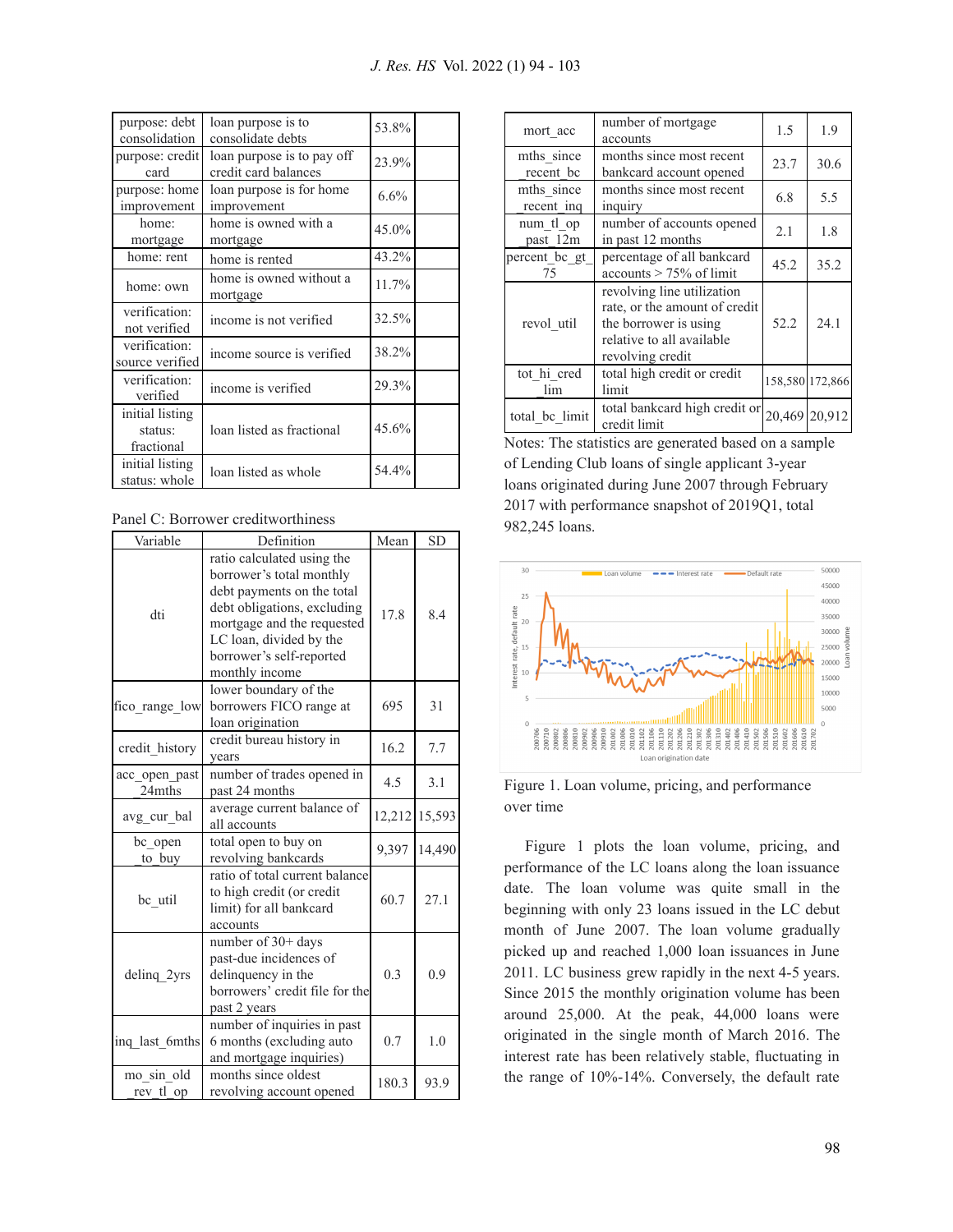| purpose: debt consolidation | loan purpose is to consolidate debts | 53.8% | |
|---|---|---|---|
| purpose: credit card | loan purpose is to pay off credit card balances | 23.9% | |
| purpose: home improvement | loan purpose is for home improvement | 6.6% | |
| home: mortgage | home is owned with a mortgage | 45.0% | |
| home: rent | home is rented | 43.2% | |
| home: own | home is owned without a mortgage | 11.7% | |
| verification: not verified | income is not verified | 32.5% | |
| verification: source verified | income source is verified | 38.2% | |
| verification: verified | income is verified | 29.3% | |
| initial listing status: fractional | loan listed as fractional | 45.6% | |
| initial listing status: whole | loan listed as whole | 54.4% | |

Panel C: Borrower creditworthiness

| Variable | Definition | Mean | SD |
|---|---|---|---|
| dti | ratio calculated using the borrower's total monthly debt payments on the total debt obligations, excluding mortgage and the requested LC loan, divided by the borrower's self-reported monthly income | 17.8 | 8.4 |
| fico_range_low | lower boundary of the borrowers FICO range at loan origination | 695 | 31 |
| credit_history | credit bureau history in years | 16.2 | 7.7 |
| acc_open_past_24mths | number of trades opened in past 24 months | 4.5 | 3.1 |
| avg_cur_bal | average current balance of all accounts | 12,212 | 15,593 |
| bc_open_to_buy | total open to buy on revolving bankcards | 9,397 | 14,490 |
| bc_util | ratio of total current balance to high credit (or credit limit) for all bankcard accounts | 60.7 | 27.1 |
| delinq_2yrs | number of 30+ days past-due incidences of delinquency in the borrowers' credit file for the past 2 years | 0.3 | 0.9 |
| inq_last_6mths | number of inquiries in past 6 months (excluding auto and mortgage inquiries) | 0.7 | 1.0 |
| mo_sin_old_rev_tl_op | months since oldest revolving account opened | 180.3 | 93.9 |
| mort_acc | number of mortgage accounts | 1.5 | 1.9 |
| mths_since_recent_bc | months since most recent bankcard account opened | 23.7 | 30.6 |
| mths_since_recent_inq | months since most recent inquiry | 6.8 | 5.5 |
| num_tl_op_past_12m | number of accounts opened in past 12 months | 2.1 | 1.8 |
| percent_bc_gt_75 | percentage of all bankcard accounts > 75% of limit | 45.2 | 35.2 |
| revol_util | revolving line utilization rate, or the amount of credit the borrower is using relative to all available revolving credit | 52.2 | 24.1 |
| tot_hi_cred_lim | total high credit or credit limit | 158,580 | 172,866 |
| total_bc_limit | total bankcard high credit or credit limit | 20,469 | 20,912 |

Notes: The statistics are generated based on a sample of Lending Club loans of single applicant 3-year loans originated during June 2007 through February 2017 with performance snapshot of 2019Q1, total 982,245 loans.

Figure 1. Loan volume, pricing, and performance over time

Figure 1 plots the loan volume, pricing, and performance of the LC loans along the loan issuance date. The loan volume was quite small in the beginning with only 23 loans issued in the LC debut month of June 2007. The loan volume gradually picked up and reached 1,000 loan issuances in June 2011. LC business grew rapidly in the next 4-5 years. Since 2015 the monthly origination volume has been around 25,000. At the peak, 44,000 loans were originated in the single month of March 2016. The interest rate has been relatively stable, fluctuating in the range of 10%-14%. Conversely, the default rate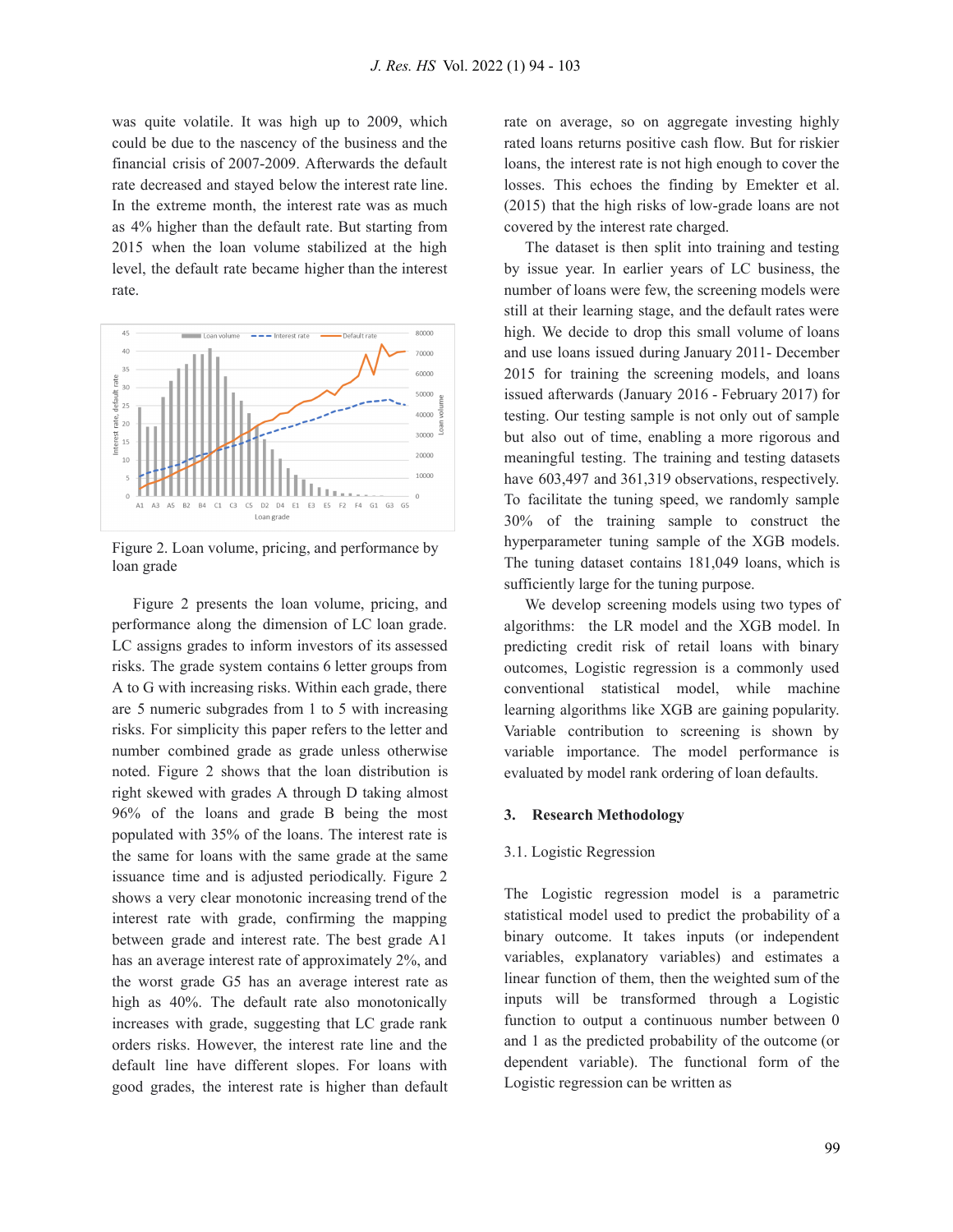was quite volatile. It was high up to 2009, which could be due to the nascency of the business and the financial crisis of 2007-2009. Afterwards the default rate decreased and stayed below the interest rate line. In the extreme month, the interest rate was as much as 4% higher than the default rate. But starting from 2015 when the loan volume stabilized at the high level, the default rate became higher than the interest rate.

Figure 2. Loan volume, pricing, and performance by loan grade

Figure 2 presents the loan volume, pricing, and performance along the dimension of LC loan grade. LC assigns grades to inform investors of its assessed risks. The grade system contains 6 letter groups from A to G with increasing risks. Within each grade, there are 5 numeric subgrades from 1 to 5 with increasing risks. For simplicity this paper refers to the letter and number combined grade as grade unless otherwise noted. Figure 2 shows that the loan distribution is right skewed with grades A through D taking almost 96% of the loans and grade B being the most populated with 35% of the loans. The interest rate is the same for loans with the same grade at the same issuance time and is adjusted periodically. Figure 2 shows a very clear monotonic increasing trend of the interest rate with grade, confirming the mapping between grade and interest rate. The best grade A1 has an average interest rate of approximately 2%, and the worst grade G5 has an average interest rate as high as 40%. The default rate also monotonically increases with grade, suggesting that LC grade rank orders risks. However, the interest rate line and the default line have different slopes. For loans with good grades, the interest rate is higher than default rate on average, so on aggregate investing highly rated loans returns positive cash flow. But for riskier loans, the interest rate is not high enough to cover the losses. This echoes the finding by Emekter et al. (2015) that the high risks of low-grade loans are not covered by the interest rate charged.

The dataset is then split into training and testing by issue year. In earlier years of LC business, the number of loans were few, the screening models were still at their learning stage, and the default rates were high. We decide to drop this small volume of loans and use loans issued during January 2011- December 2015 for training the screening models, and loans issued afterwards (January 2016 - February 2017) for testing. Our testing sample is not only out of sample but also out of time, enabling a more rigorous and meaningful testing. The training and testing datasets have 603,497 and 361,319 observations, respectively. To facilitate the tuning speed, we randomly sample 30% of the training sample to construct the hyperparameter tuning sample of the XGB models. The tuning dataset contains 181,049 loans, which is sufficiently large for the tuning purpose.

We develop screening models using two types of algorithms: the LR model and the XGB model. In predicting credit risk of retail loans with binary outcomes, Logistic regression is a commonly used conventional statistical model, while machine learning algorithms like XGB are gaining popularity. Variable contribution to screening is shown by variable importance. The model performance is evaluated by model rank ordering of loan defaults.

## 3. Research Methodology

### 3.1. Logistic Regression

The Logistic regression model is a parametric statistical model used to predict the probability of a binary outcome. It takes inputs (or independent variables, explanatory variables) and estimates a linear function of them, then the weighted sum of the inputs will be transformed through a Logistic function to output a continuous number between 0 and 1 as the predicted probability of the outcome (or dependent variable). The functional form of the Logistic regression can be written as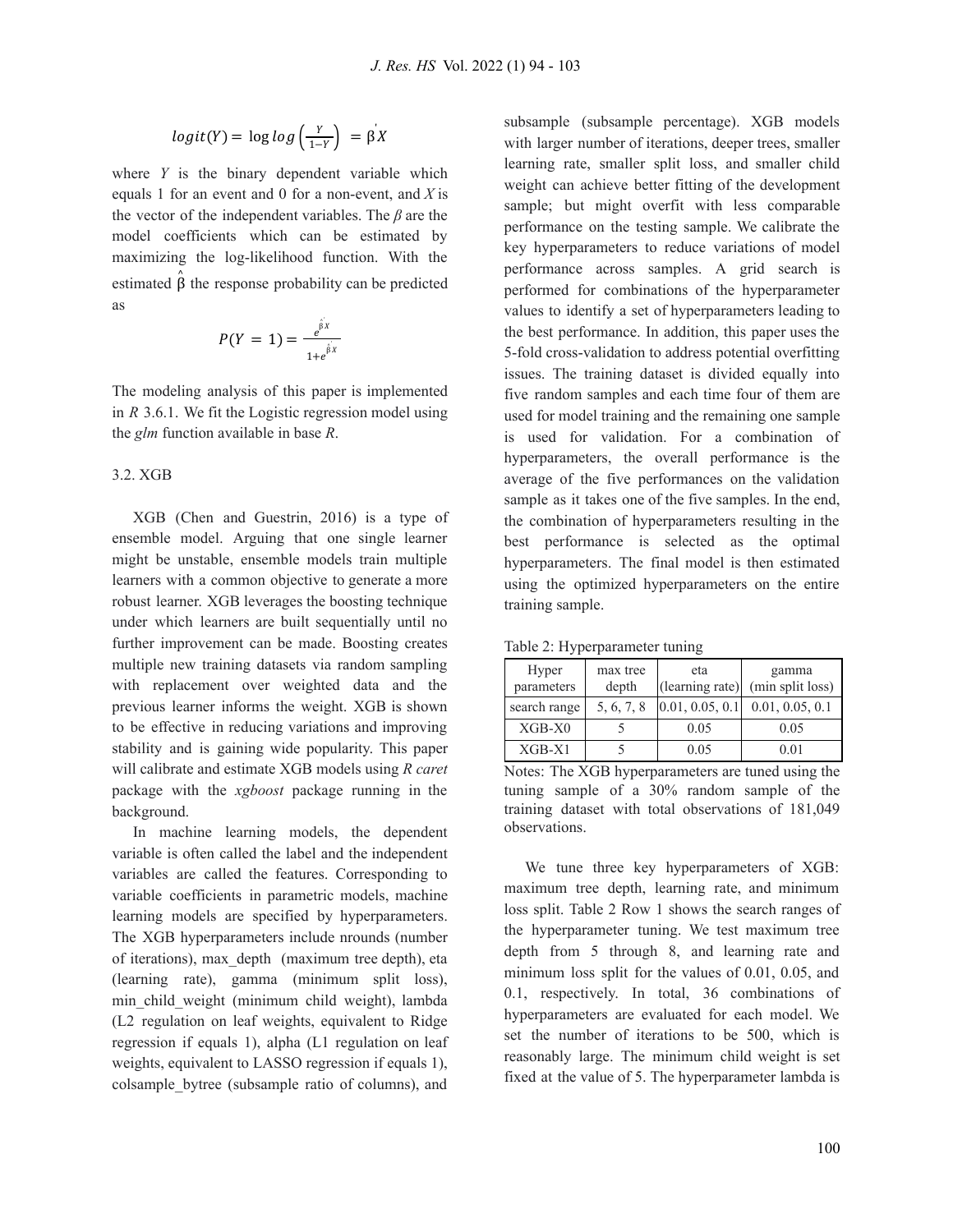$$logit(Y) = \log log\left(\frac{Y}{1-Y}\right) = \beta' X$$

where $Y$ is the binary dependent variable which equals 1 for an event and 0 for a non-event, and $X$ is the vector of the independent variables. The $\beta$ are the model coefficients which can be estimated by maximizing the log-likelihood function. With the estimated $\hat{\beta}$ the response probability can be predicted as

$$P(Y = 1) = \frac{e^{\hat{\beta}' X}}{1+e^{\hat{\beta}' X}}$$

The modeling analysis of this paper is implemented in *R* 3.6.1. We fit the Logistic regression model using the *glm* function available in base *R*.

3.2. XGB

XGB (Chen and Guestrin, 2016) is a type of ensemble model. Arguing that one single learner might be unstable, ensemble models train multiple learners with a common objective to generate a more robust learner. XGB leverages the boosting technique under which learners are built sequentially until no further improvement can be made. Boosting creates multiple new training datasets via random sampling with replacement over weighted data and the previous learner informs the weight. XGB is shown to be effective in reducing variations and improving stability and is gaining wide popularity. This paper will calibrate and estimate XGB models using *R caret* package with the *xgboost* package running in the background.

In machine learning models, the dependent variable is often called the label and the independent variables are called the features. Corresponding to variable coefficients in parametric models, machine learning models are specified by hyperparameters. The XGB hyperparameters include nrounds (number of iterations), max_depth (maximum tree depth), eta (learning rate), gamma (minimum split loss), min_child_weight (minimum child weight), lambda (L2 regulation on leaf weights, equivalent to Ridge regression if equals 1), alpha (L1 regulation on leaf weights, equivalent to LASSO regression if equals 1), colsample_bytree (subsample ratio of columns), and subsample (subsample percentage). XGB models with larger number of iterations, deeper trees, smaller learning rate, smaller split loss, and smaller child weight can achieve better fitting of the development sample; but might overfit with less comparable performance on the testing sample. We calibrate the key hyperparameters to reduce variations of model performance across samples. A grid search is performed for combinations of the hyperparameter values to identify a set of hyperparameters leading to the best performance. In addition, this paper uses the 5-fold cross-validation to address potential overfitting issues. The training dataset is divided equally into five random samples and each time four of them are used for model training and the remaining one sample is used for validation. For a combination of hyperparameters, the overall performance is the average of the five performances on the validation sample as it takes one of the five samples. In the end, the combination of hyperparameters resulting in the best performance is selected as the optimal hyperparameters. The final model is then estimated using the optimized hyperparameters on the entire training sample.

Table 2: Hyperparameter tuning

| Hyper parameters | max tree depth | eta (learning rate) | gamma (min split loss) |
|---|---|---|---|
| search range | 5, 6, 7, 8 | 0.01, 0.05, 0.1 | 0.01, 0.05, 0.1 |
| XGB-X0 | 5 | 0.05 | 0.05 |
| XGB-X1 | 5 | 0.05 | 0.01 |

Notes: The XGB hyperparameters are tuned using the tuning sample of a 30% random sample of the training dataset with total observations of 181,049 observations.

We tune three key hyperparameters of XGB: maximum tree depth, learning rate, and minimum loss split. Table 2 Row 1 shows the search ranges of the hyperparameter tuning. We test maximum tree depth from 5 through 8, and learning rate and minimum loss split for the values of 0.01, 0.05, and 0.1, respectively. In total, 36 combinations of hyperparameters are evaluated for each model. We set the number of iterations to be 500, which is reasonably large. The minimum child weight is set fixed at the value of 5. The hyperparameter lambda is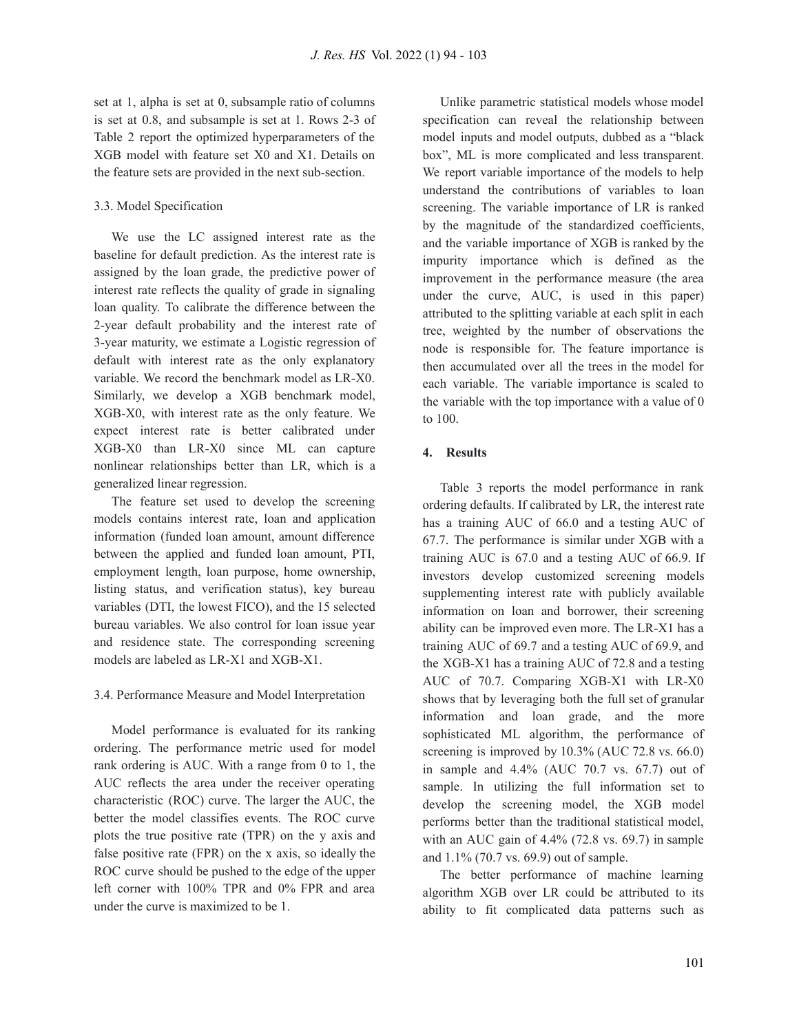set at 1, alpha is set at 0, subsample ratio of columns is set at 0.8, and subsample is set at 1. Rows 2-3 of Table 2 report the optimized hyperparameters of the XGB model with feature set X0 and X1. Details on the feature sets are provided in the next sub-section.

### 3.3. Model Specification

We use the LC assigned interest rate as the baseline for default prediction. As the interest rate is assigned by the loan grade, the predictive power of interest rate reflects the quality of grade in signaling loan quality. To calibrate the difference between the 2-year default probability and the interest rate of 3-year maturity, we estimate a Logistic regression of default with interest rate as the only explanatory variable. We record the benchmark model as LR-X0. Similarly, we develop a XGB benchmark model, XGB-X0, with interest rate as the only feature. We expect interest rate is better calibrated under XGB-X0 than LR-X0 since ML can capture nonlinear relationships better than LR, which is a generalized linear regression.

The feature set used to develop the screening models contains interest rate, loan and application information (funded loan amount, amount difference between the applied and funded loan amount, PTI, employment length, loan purpose, home ownership, listing status, and verification status), key bureau variables (DTI, the lowest FICO), and the 15 selected bureau variables. We also control for loan issue year and residence state. The corresponding screening models are labeled as LR-X1 and XGB-X1.

### 3.4. Performance Measure and Model Interpretation

Model performance is evaluated for its ranking ordering. The performance metric used for model rank ordering is AUC. With a range from 0 to 1, the AUC reflects the area under the receiver operating characteristic (ROC) curve. The larger the AUC, the better the model classifies events. The ROC curve plots the true positive rate (TPR) on the y axis and false positive rate (FPR) on the x axis, so ideally the ROC curve should be pushed to the edge of the upper left corner with 100% TPR and 0% FPR and area under the curve is maximized to be 1.

Unlike parametric statistical models whose model specification can reveal the relationship between model inputs and model outputs, dubbed as a "black box", ML is more complicated and less transparent. We report variable importance of the models to help understand the contributions of variables to loan screening. The variable importance of LR is ranked by the magnitude of the standardized coefficients, and the variable importance of XGB is ranked by the impurity importance which is defined as the improvement in the performance measure (the area under the curve, AUC, is used in this paper) attributed to the splitting variable at each split in each tree, weighted by the number of observations the node is responsible for. The feature importance is then accumulated over all the trees in the model for each variable. The variable importance is scaled to the variable with the top importance with a value of 0 to 100.

## 4. Results

Table 3 reports the model performance in rank ordering defaults. If calibrated by LR, the interest rate has a training AUC of 66.0 and a testing AUC of 67.7. The performance is similar under XGB with a training AUC is 67.0 and a testing AUC of 66.9. If investors develop customized screening models supplementing interest rate with publicly available information on loan and borrower, their screening ability can be improved even more. The LR-X1 has a training AUC of 69.7 and a testing AUC of 69.9, and the XGB-X1 has a training AUC of 72.8 and a testing AUC of 70.7. Comparing XGB-X1 with LR-X0 shows that by leveraging both the full set of granular information and loan grade, and the more sophisticated ML algorithm, the performance of screening is improved by 10.3% (AUC 72.8 vs. 66.0) in sample and 4.4% (AUC 70.7 vs. 67.7) out of sample. In utilizing the full information set to develop the screening model, the XGB model performs better than the traditional statistical model, with an AUC gain of 4.4% (72.8 vs. 69.7) in sample and 1.1% (70.7 vs. 69.9) out of sample.

The better performance of machine learning algorithm XGB over LR could be attributed to its ability to fit complicated data patterns such as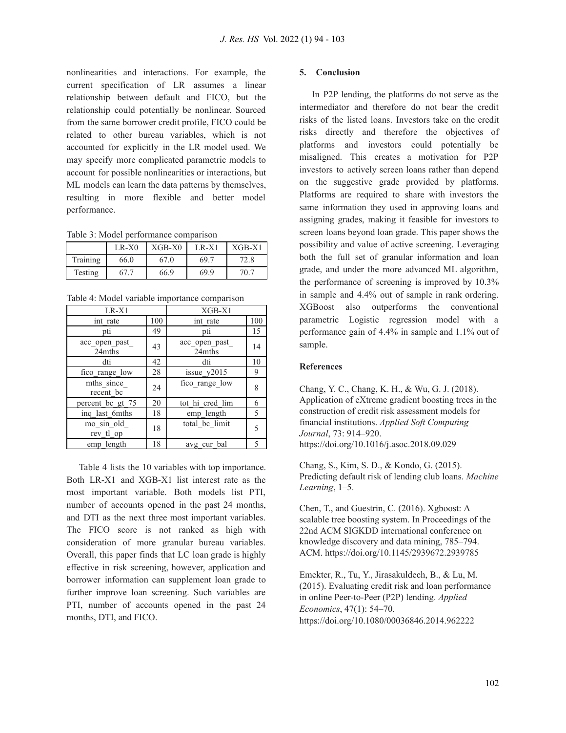nonlinearities and interactions. For example, the current specification of LR assumes a linear relationship between default and FICO, but the relationship could potentially be nonlinear. Sourced from the same borrower credit profile, FICO could be related to other bureau variables, which is not accounted for explicitly in the LR model used. We may specify more complicated parametric models to account for possible nonlinearities or interactions, but ML models can learn the data patterns by themselves, resulting in more flexible and better model performance.

Table 3: Model performance comparison

| | LR-X0 | XGB-X0 | LR-X1 | XGB-X1 |
|---|---|---|---|---|
| Training | 66.0 | 67.0 | 69.7 | 72.8 |
| Testing | 67.7 | 66.9 | 69.9 | 70.7 |

Table 4: Model variable importance comparison

| LR-X1 | | XGB-X1 | |
|---|---|---|---|
| int_rate | 100 | int_rate | 100 |
| pti | 49 | pti | 15 |
| acc_open_past_24mths | 43 | acc_open_past_24mths | 14 |
| dti | 42 | dti | 10 |
| fico_range_low | 28 | issue_y2015 | 9 |
| mths_since_recent_bc | 24 | fico_range_low | 8 |
| percent_bc_gt_75 | 20 | tot_hi_cred_lim | 6 |
| inq_last_6mths | 18 | emp_length | 5 |
| mo_sin_old_rev_tl_op | 18 | total_bc_limit | 5 |
| emp_length | 18 | avg_cur_bal | 5 |

Table 4 lists the 10 variables with top importance. Both LR-X1 and XGB-X1 list interest rate as the most important variable. Both models list PTI, number of accounts opened in the past 24 months, and DTI as the next three most important variables. The FICO score is not ranked as high with consideration of more granular bureau variables. Overall, this paper finds that LC loan grade is highly effective in risk screening, however, application and borrower information can supplement loan grade to further improve loan screening. Such variables are PTI, number of accounts opened in the past 24 months, DTI, and FICO.

## 5. Conclusion

In P2P lending, the platforms do not serve as the intermediator and therefore do not bear the credit risks of the listed loans. Investors take on the credit risks directly and therefore the objectives of platforms and investors could potentially be misaligned. This creates a motivation for P2P investors to actively screen loans rather than depend on the suggestive grade provided by platforms. Platforms are required to share with investors the same information they used in approving loans and assigning grades, making it feasible for investors to screen loans beyond loan grade. This paper shows the possibility and value of active screening. Leveraging both the full set of granular information and loan grade, and under the more advanced ML algorithm, the performance of screening is improved by 10.3% in sample and 4.4% out of sample in rank ordering. XGBoost also outperforms the conventional parametric Logistic regression model with a performance gain of 4.4% in sample and 1.1% out of sample.

## References

Chang, Y. C., Chang, K. H., & Wu, G. J. (2018). Application of eXtreme gradient boosting trees in the construction of credit risk assessment models for financial institutions. *Applied Soft Computing Journal*, 73: 914–920. https://doi.org/10.1016/j.asoc.2018.09.029

Chang, S., Kim, S. D., & Kondo, G. (2015). Predicting default risk of lending club loans. *Machine Learning*, 1–5.

Chen, T., and Guestrin, C. (2016). Xgboost: A scalable tree boosting system. In Proceedings of the 22nd ACM SIGKDD international conference on knowledge discovery and data mining, 785–794. ACM. https://doi.org/10.1145/2939672.2939785

Emekter, R., Tu, Y., Jirasakuldech, B., & Lu, M. (2015). Evaluating credit risk and loan performance in online Peer-to-Peer (P2P) lending. *Applied Economics*, 47(1): 54–70. https://doi.org/10.1080/00036846.2014.962222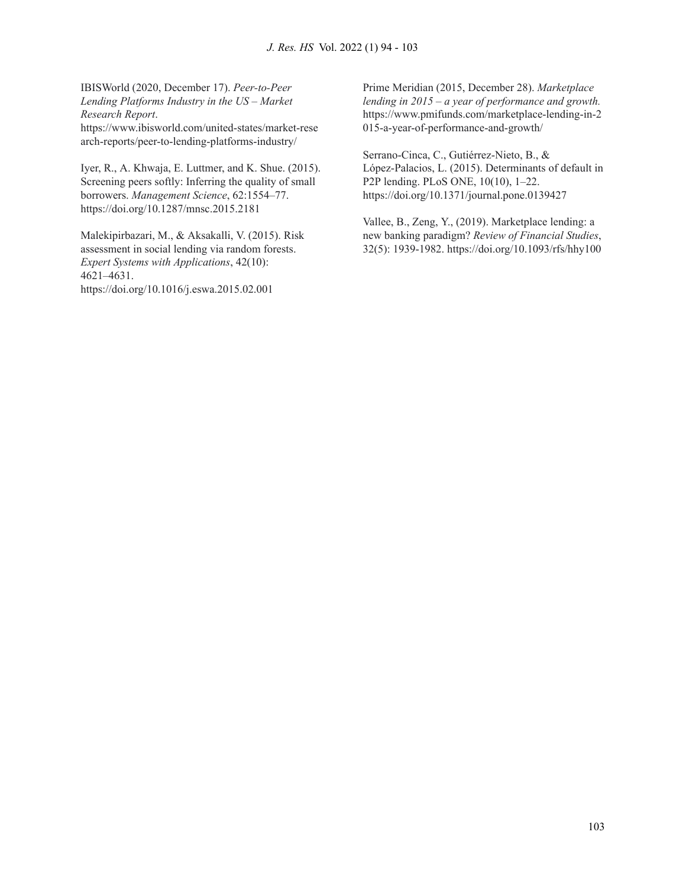IBISWorld (2020, December 17). *Peer-to-Peer Lending Platforms Industry in the US – Market Research Report*. https://www.ibisworld.com/united-states/market-research-reports/peer-to-lending-platforms-industry/

Iyer, R., A. Khwaja, E. Luttmer, and K. Shue. (2015). Screening peers softly: Inferring the quality of small borrowers. *Management Science*, 62:1554–77. https://doi.org/10.1287/mnsc.2015.2181

Malekipirbazari, M., & Aksakalli, V. (2015). Risk assessment in social lending via random forests. *Expert Systems with Applications*, 42(10): 4621–4631. https://doi.org/10.1016/j.eswa.2015.02.001

Prime Meridian (2015, December 28). *Marketplace lending in 2015 – a year of performance and growth.* https://www.pmifunds.com/marketplace-lending-in-2015-a-year-of-performance-and-growth/

Serrano-Cinca, C., Gutiérrez-Nieto, B., & López-Palacios, L. (2015). Determinants of default in P2P lending. PLoS ONE, 10(10), 1–22. https://doi.org/10.1371/journal.pone.0139427

Vallee, B., Zeng, Y., (2019). Marketplace lending: a new banking paradigm? *Review of Financial Studies*, 32(5): 1939-1982. https://doi.org/10.1093/rfs/hhy100